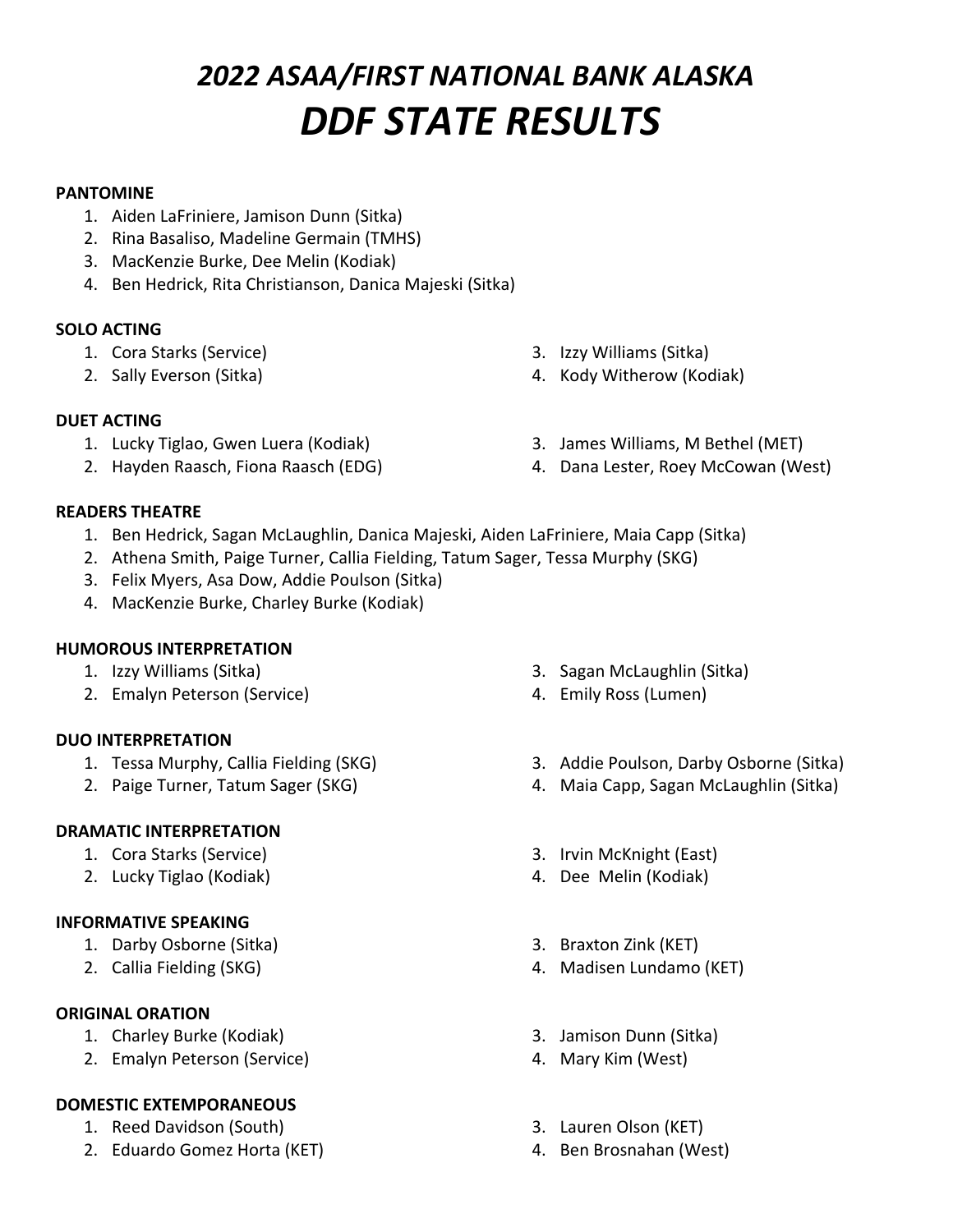# *2022 ASAA/FIRST NATIONAL BANK ALASKA*
# *DDF STATE RESULTS*

**PANTOMINE**

1. Aiden LaFriniere, Jamison Dunn (Sitka)
2. Rina Basaliso, Madeline Germain (TMHS)
3. MacKenzie Burke, Dee Melin (Kodiak)
4. Ben Hedrick, Rita Christianson, Danica Majeski (Sitka)

**SOLO ACTING**

1. Cora Starks (Service)
2. Sally Everson (Sitka)
3. Izzy Williams (Sitka)
4. Kody Witherow (Kodiak)

**DUET ACTING**

1. Lucky Tiglao, Gwen Luera (Kodiak)
2. Hayden Raasch, Fiona Raasch (EDG)
3. James Williams, M Bethel (MET)
4. Dana Lester, Roey McCowan (West)

**READERS THEATRE**

1. Ben Hedrick, Sagan McLaughlin, Danica Majeski, Aiden LaFriniere, Maia Capp (Sitka)
2. Athena Smith, Paige Turner, Callia Fielding, Tatum Sager, Tessa Murphy (SKG)
3. Felix Myers, Asa Dow, Addie Poulson (Sitka)
4. MacKenzie Burke, Charley Burke (Kodiak)

**HUMOROUS INTERPRETATION**

1. Izzy Williams (Sitka)
2. Emalyn Peterson (Service)
3. Sagan McLaughlin (Sitka)
4. Emily Ross (Lumen)

**DUO INTERPRETATION**

1. Tessa Murphy, Callia Fielding (SKG)
2. Paige Turner, Tatum Sager (SKG)
3. Addie Poulson, Darby Osborne (Sitka)
4. Maia Capp, Sagan McLaughlin (Sitka)

**DRAMATIC INTERPRETATION**

1. Cora Starks (Service)
2. Lucky Tiglao (Kodiak)
3. Irvin McKnight (East)
4. Dee Melin (Kodiak)

**INFORMATIVE SPEAKING**

1. Darby Osborne (Sitka)
2. Callia Fielding (SKG)
3. Braxton Zink (KET)
4. Madisen Lundamo (KET)

**ORIGINAL ORATION**

1. Charley Burke (Kodiak)
2. Emalyn Peterson (Service)
3. Jamison Dunn (Sitka)
4. Mary Kim (West)

**DOMESTIC EXTEMPORANEOUS**

1. Reed Davidson (South)
2. Eduardo Gomez Horta (KET)
3. Lauren Olson (KET)
4. Ben Brosnahan (West)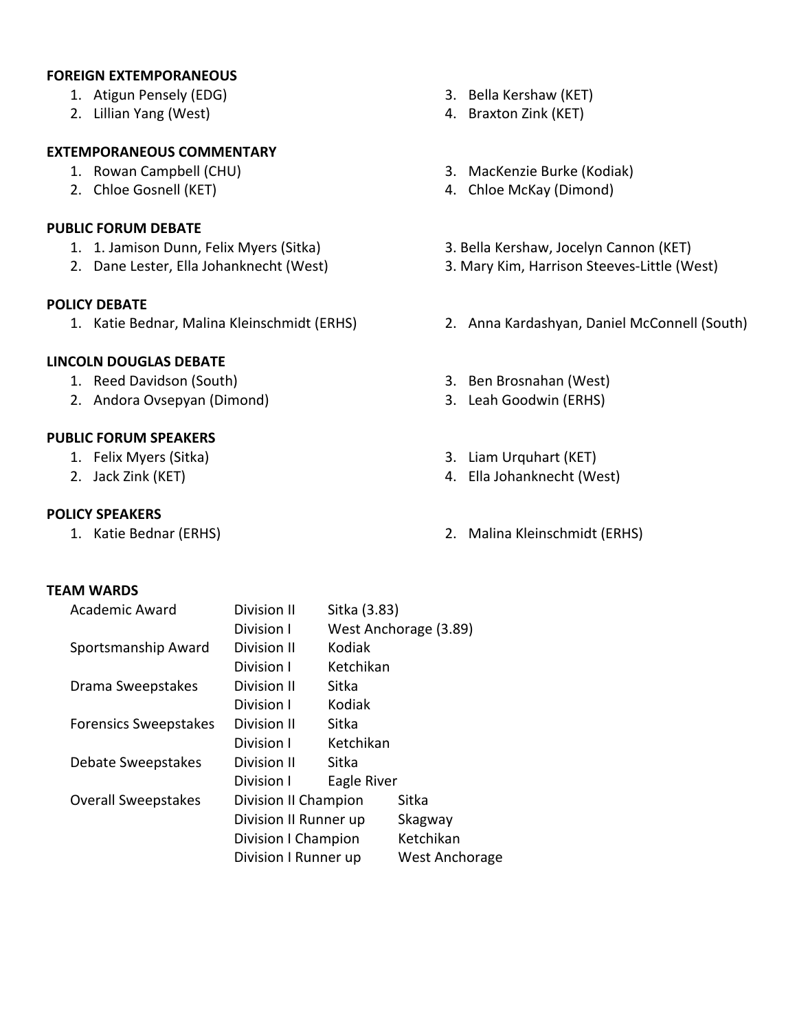**FOREIGN EXTEMPORANEOUS**

1. Atigun Pensely (EDG)
2. Lillian Yang (West)
3. Bella Kershaw (KET)
4. Braxton Zink (KET)

**EXTEMPORANEOUS COMMENTARY**

1. Rowan Campbell (CHU)
2. Chloe Gosnell (KET)
3. MacKenzie Burke (Kodiak)
4. Chloe McKay (Dimond)

**PUBLIC FORUM DEBATE**

1. 1. Jamison Dunn, Felix Myers (Sitka)
2. Dane Lester, Ella Johanknecht (West)

3. Bella Kershaw, Jocelyn Cannon (KET)
3. Mary Kim, Harrison Steeves-Little (West)

**POLICY DEBATE**

1. Katie Bednar, Malina Kleinschmidt (ERHS)
2. Anna Kardashyan, Daniel McConnell (South)

**LINCOLN DOUGLAS DEBATE**

1. Reed Davidson (South)
2. Andora Ovsepyan (Dimond)

3. Ben Brosnahan (West)
3. Leah Goodwin (ERHS)

**PUBLIC FORUM SPEAKERS**

1. Felix Myers (Sitka)
2. Jack Zink (KET)
3. Liam Urquhart (KET)
4. Ella Johanknecht (West)

**POLICY SPEAKERS**

1. Katie Bednar (ERHS)
2. Malina Kleinschmidt (ERHS)

**TEAM WARDS**

| | | |
|---|---|---|
| Academic Award | Division II | Sitka (3.83) |
| | Division I | West Anchorage (3.89) |
| Sportsmanship Award | Division II | Kodiak |
| | Division I | Ketchikan |
| Drama Sweepstakes | Division II | Sitka |
| | Division I | Kodiak |
| Forensics Sweepstakes | Division II | Sitka |
| | Division I | Ketchikan |
| Debate Sweepstakes | Division II | Sitka |
| | Division I | Eagle River |
| Overall Sweepstakes | Division II Champion | Sitka |
| | Division II Runner up | Skagway |
| | Division I Champion | Ketchikan |
| | Division I Runner up | West Anchorage |